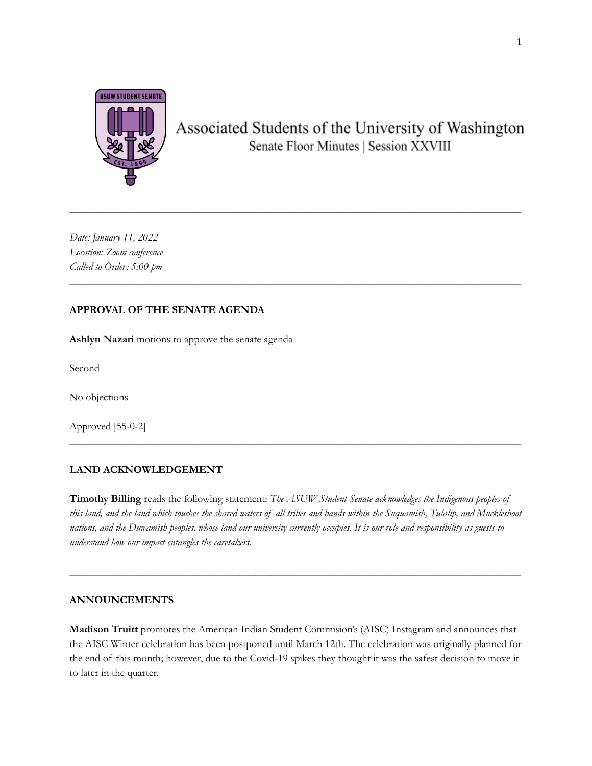# Associated Students of the University of Washington

Senate Floor Minutes | Session XXVIII

---

*Date: January 11, 2022*
*Location: Zoom conference*
*Called to Order: 5:00 pm*

---

## APPROVAL OF THE SENATE AGENDA

**Ashlyn Nazari** motions to approve the senate agenda

Second

No objections

Approved [55-0-2]

---

## LAND ACKNOWLEDGEMENT

**Timothy Billing** reads the following statement: *The ASUW Student Senate acknowledges the Indigenous peoples of this land, and the land which touches the shared waters of all tribes and bands within the Suquamish, Tulalip, and Muckleshoot nations, and the Duwamish peoples, whose land our university currently occupies. It is our role and responsibility as guests to understand how our impact entangles the caretakers.*

---

## ANNOUNCEMENTS

**Madison Truitt** promotes the American Indian Student Commision's (AISC) Instagram and announces that the AISC Winter celebration has been postponed until March 12th. The celebration was originally planned for the end of this month; however, due to the Covid-19 spikes they thought it was the safest decision to move it to later in the quarter.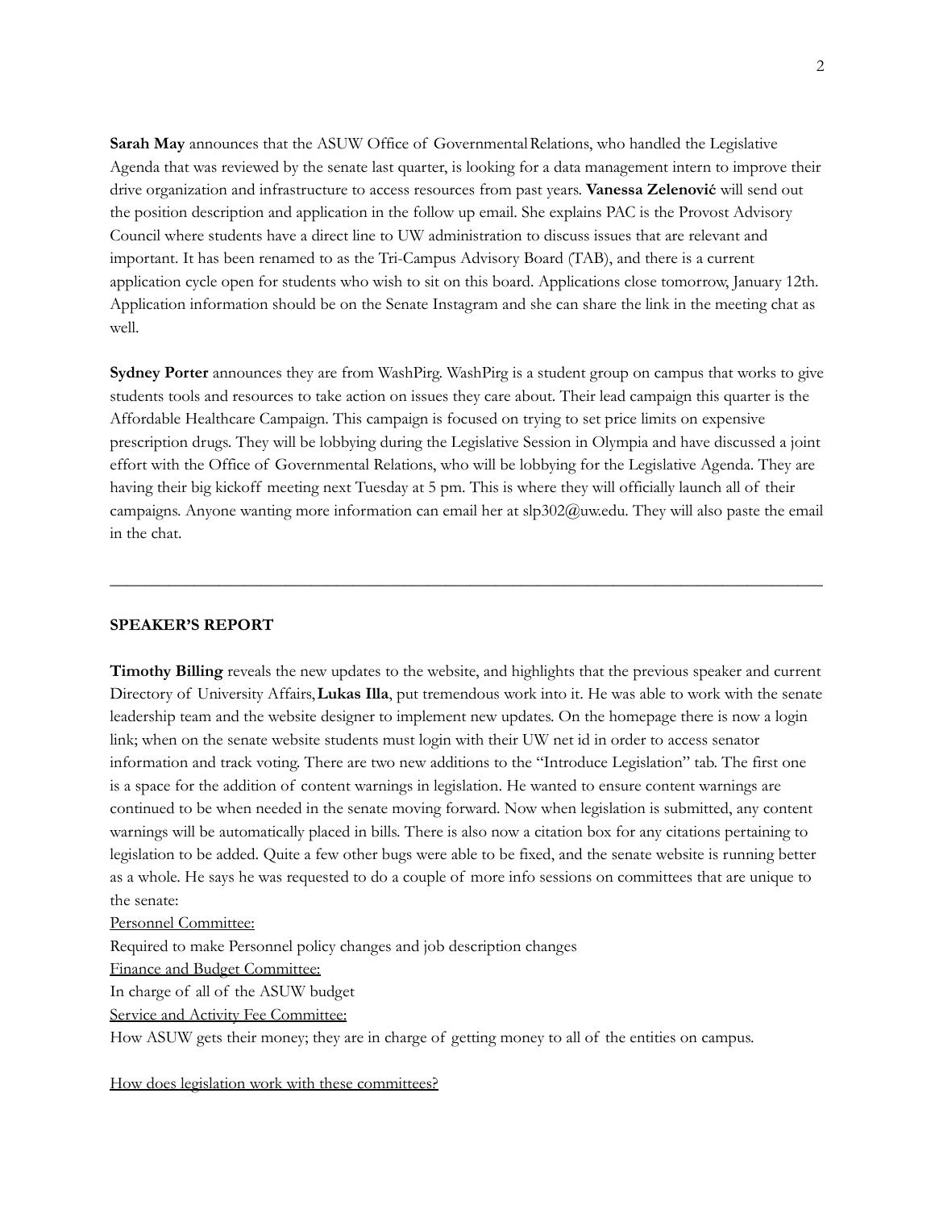**Sarah May** announces that the ASUW Office of Governmental Relations, who handled the Legislative Agenda that was reviewed by the senate last quarter, is looking for a data management intern to improve their drive organization and infrastructure to access resources from past years. **Vanessa Zelenović** will send out the position description and application in the follow up email. She explains PAC is the Provost Advisory Council where students have a direct line to UW administration to discuss issues that are relevant and important. It has been renamed to as the Tri-Campus Advisory Board (TAB), and there is a current application cycle open for students who wish to sit on this board. Applications close tomorrow, January 12th. Application information should be on the Senate Instagram and she can share the link in the meeting chat as well.

**Sydney Porter** announces they are from WashPirg. WashPirg is a student group on campus that works to give students tools and resources to take action on issues they care about. Their lead campaign this quarter is the Affordable Healthcare Campaign. This campaign is focused on trying to set price limits on expensive prescription drugs. They will be lobbying during the Legislative Session in Olympia and have discussed a joint effort with the Office of Governmental Relations, who will be lobbying for the Legislative Agenda. They are having their big kickoff meeting next Tuesday at 5 pm. This is where they will officially launch all of their campaigns. Anyone wanting more information can email her at slp302@uw.edu. They will also paste the email in the chat.

---

**SPEAKER'S REPORT**

**Timothy Billing** reveals the new updates to the website, and highlights that the previous speaker and current Directory of University Affairs, **Lukas Illa**, put tremendous work into it. He was able to work with the senate leadership team and the website designer to implement new updates. On the homepage there is now a login link; when on the senate website students must login with their UW net id in order to access senator information and track voting. There are two new additions to the "Introduce Legislation" tab. The first one is a space for the addition of content warnings in legislation. He wanted to ensure content warnings are continued to be when needed in the senate moving forward. Now when legislation is submitted, any content warnings will be automatically placed in bills. There is also now a citation box for any citations pertaining to legislation to be added. Quite a few other bugs were able to be fixed, and the senate website is running better as a whole. He says he was requested to do a couple of more info sessions on committees that are unique to the senate:

<u>Personnel Committee:</u>
Required to make Personnel policy changes and job description changes

<u>Finance and Budget Committee:</u>
In charge of all of the ASUW budget

<u>Service and Activity Fee Committee:</u>
How ASUW gets their money; they are in charge of getting money to all of the entities on campus.

<u>How does legislation work with these committees?</u>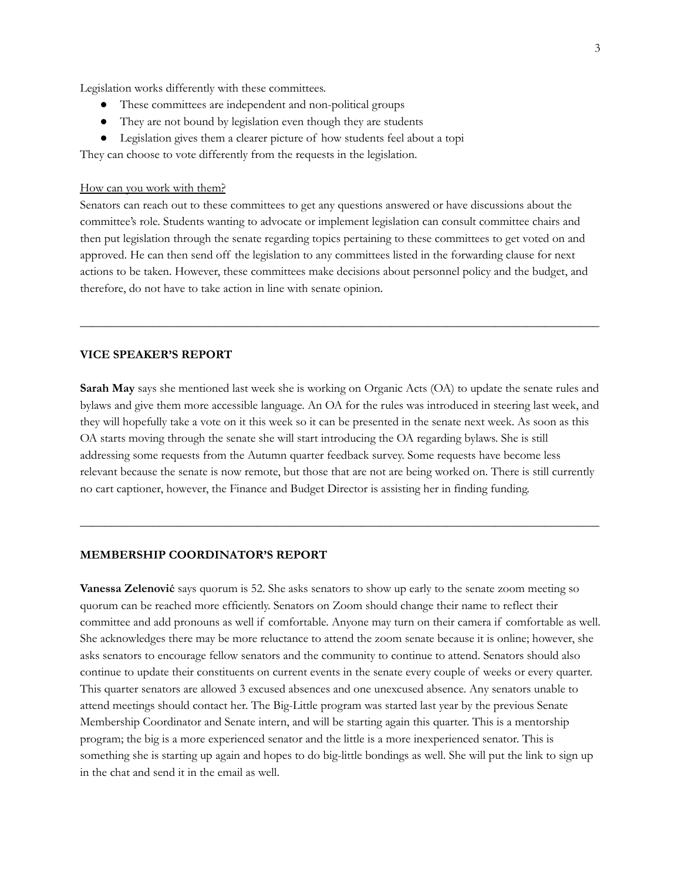Legislation works differently with these committees.

- These committees are independent and non-political groups
- They are not bound by legislation even though they are students
- Legislation gives them a clearer picture of how students feel about a topi

They can choose to vote differently from the requests in the legislation.

How can you work with them?

Senators can reach out to these committees to get any questions answered or have discussions about the committee's role. Students wanting to advocate or implement legislation can consult committee chairs and then put legislation through the senate regarding topics pertaining to these committees to get voted on and approved. He can then send off the legislation to any committees listed in the forwarding clause for next actions to be taken. However, these committees make decisions about personnel policy and the budget, and therefore, do not have to take action in line with senate opinion.

---

**VICE SPEAKER'S REPORT**

**Sarah May** says she mentioned last week she is working on Organic Acts (OA) to update the senate rules and bylaws and give them more accessible language. An OA for the rules was introduced in steering last week, and they will hopefully take a vote on it this week so it can be presented in the senate next week. As soon as this OA starts moving through the senate she will start introducing the OA regarding bylaws. She is still addressing some requests from the Autumn quarter feedback survey. Some requests have become less relevant because the senate is now remote, but those that are not are being worked on. There is still currently no cart captioner, however, the Finance and Budget Director is assisting her in finding funding.

---

**MEMBERSHIP COORDINATOR'S REPORT**

**Vanessa Zelenović** says quorum is 52. She asks senators to show up early to the senate zoom meeting so quorum can be reached more efficiently. Senators on Zoom should change their name to reflect their committee and add pronouns as well if comfortable. Anyone may turn on their camera if comfortable as well. She acknowledges there may be more reluctance to attend the zoom senate because it is online; however, she asks senators to encourage fellow senators and the community to continue to attend. Senators should also continue to update their constituents on current events in the senate every couple of weeks or every quarter. This quarter senators are allowed 3 excused absences and one unexcused absence. Any senators unable to attend meetings should contact her. The Big-Little program was started last year by the previous Senate Membership Coordinator and Senate intern, and will be starting again this quarter. This is a mentorship program; the big is a more experienced senator and the little is a more inexperienced senator. This is something she is starting up again and hopes to do big-little bondings as well. She will put the link to sign up in the chat and send it in the email as well.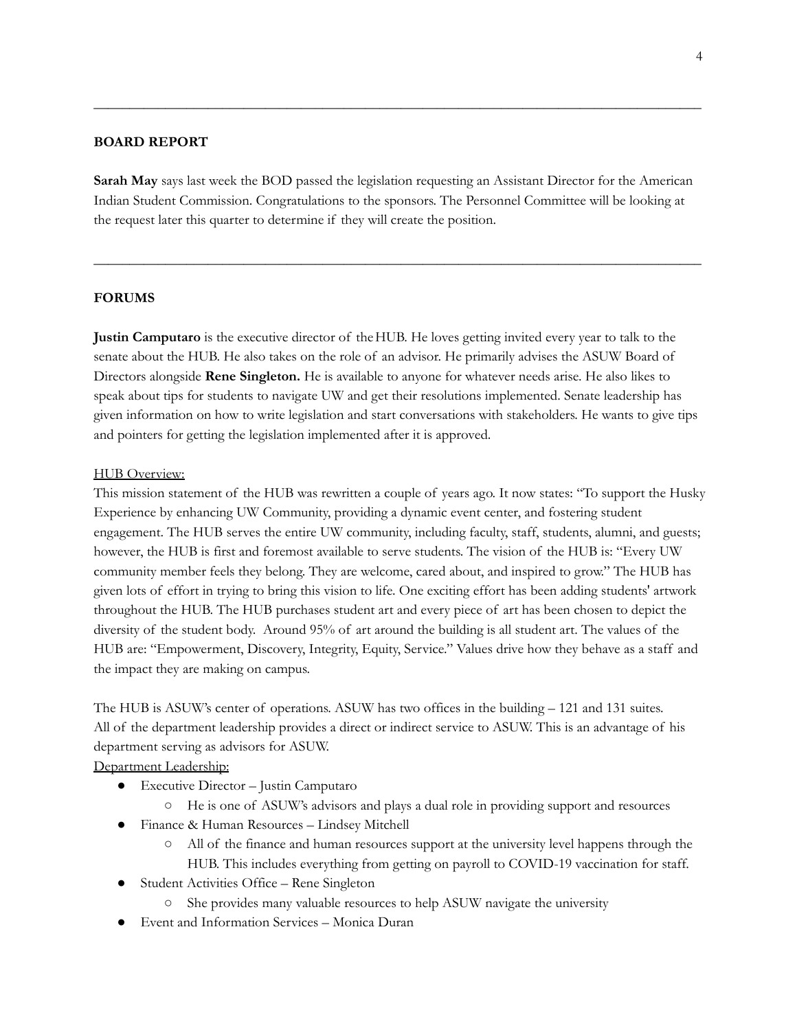---

**BOARD REPORT**

**Sarah May** says last week the BOD passed the legislation requesting an Assistant Director for the American Indian Student Commission. Congratulations to the sponsors. The Personnel Committee will be looking at the request later this quarter to determine if they will create the position.

---

**FORUMS**

**Justin Camputaro** is the executive director of the HUB. He loves getting invited every year to talk to the senate about the HUB. He also takes on the role of an advisor. He primarily advises the ASUW Board of Directors alongside **Rene Singleton.** He is available to anyone for whatever needs arise. He also likes to speak about tips for students to navigate UW and get their resolutions implemented. Senate leadership has given information on how to write legislation and start conversations with stakeholders. He wants to give tips and pointers for getting the legislation implemented after it is approved.

<u>HUB Overview:</u>

This mission statement of the HUB was rewritten a couple of years ago. It now states: "To support the Husky Experience by enhancing UW Community, providing a dynamic event center, and fostering student engagement. The HUB serves the entire UW community, including faculty, staff, students, alumni, and guests; however, the HUB is first and foremost available to serve students. The vision of the HUB is: "Every UW community member feels they belong. They are welcome, cared about, and inspired to grow." The HUB has given lots of effort in trying to bring this vision to life. One exciting effort has been adding students' artwork throughout the HUB. The HUB purchases student art and every piece of art has been chosen to depict the diversity of the student body. Around 95% of art around the building is all student art. The values of the HUB are: "Empowerment, Discovery, Integrity, Equity, Service." Values drive how they behave as a staff and the impact they are making on campus.

The HUB is ASUW's center of operations. ASUW has two offices in the building – 121 and 131 suites. All of the department leadership provides a direct or indirect service to ASUW. This is an advantage of his department serving as advisors for ASUW.

<u>Department Leadership:</u>

- Executive Director – Justin Camputaro
  - He is one of ASUW's advisors and plays a dual role in providing support and resources
- Finance & Human Resources – Lindsey Mitchell
  - All of the finance and human resources support at the university level happens through the HUB. This includes everything from getting on payroll to COVID-19 vaccination for staff.
- Student Activities Office – Rene Singleton
  - She provides many valuable resources to help ASUW navigate the university
- Event and Information Services – Monica Duran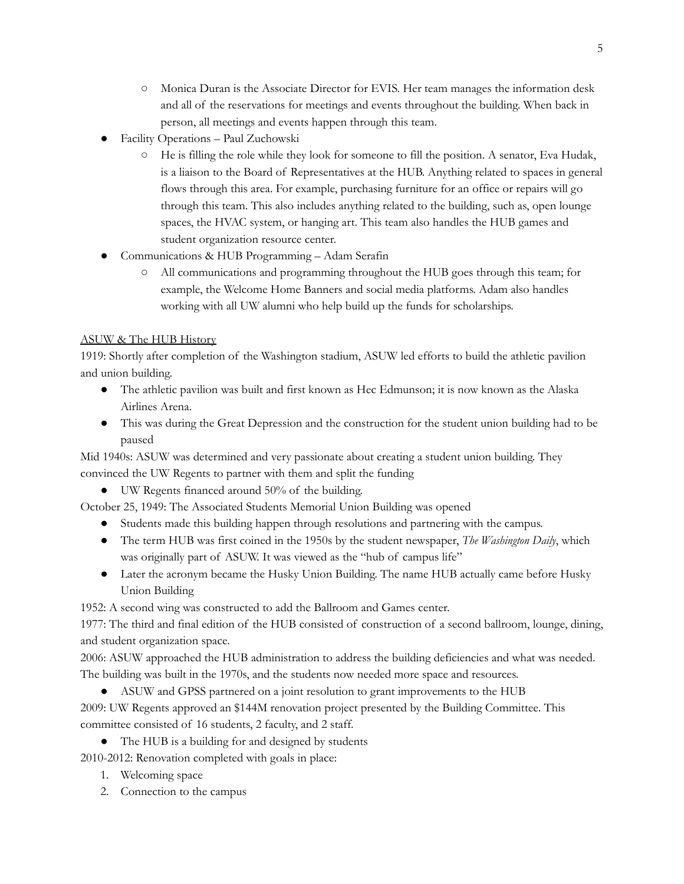- Monica Duran is the Associate Director for EVIS. Her team manages the information desk and all of the reservations for meetings and events throughout the building. When back in person, all meetings and events happen through this team.
- Facility Operations – Paul Zuchowski
    - He is filling the role while they look for someone to fill the position. A senator, Eva Hudak, is a liaison to the Board of Representatives at the HUB. Anything related to spaces in general flows through this area. For example, purchasing furniture for an office or repairs will go through this team. This also includes anything related to the building, such as, open lounge spaces, the HVAC system, or hanging art. This team also handles the HUB games and student organization resource center.
- Communications & HUB Programming – Adam Serafin
    - All communications and programming throughout the HUB goes through this team; for example, the Welcome Home Banners and social media platforms. Adam also handles working with all UW alumni who help build up the funds for scholarships.

<u>ASUW & The HUB History</u>

1919: Shortly after completion of the Washington stadium, ASUW led efforts to build the athletic pavilion and union building.

- The athletic pavilion was built and first known as Hec Edmunson; it is now known as the Alaska Airlines Arena.
- This was during the Great Depression and the construction for the student union building had to be paused

Mid 1940s: ASUW was determined and very passionate about creating a student union building. They convinced the UW Regents to partner with them and split the funding

- UW Regents financed around 50% of the building.

October 25, 1949: The Associated Students Memorial Union Building was opened

- Students made this building happen through resolutions and partnering with the campus.
- The term HUB was first coined in the 1950s by the student newspaper, *The Washington Daily*, which was originally part of ASUW. It was viewed as the "hub of campus life"
- Later the acronym became the Husky Union Building. The name HUB actually came before Husky Union Building

1952: A second wing was constructed to add the Ballroom and Games center.

1977: The third and final edition of the HUB consisted of construction of a second ballroom, lounge, dining, and student organization space.

2006: ASUW approached the HUB administration to address the building deficiencies and what was needed. The building was built in the 1970s, and the students now needed more space and resources.

- ASUW and GPSS partnered on a joint resolution to grant improvements to the HUB

2009: UW Regents approved an $144M renovation project presented by the Building Committee. This committee consisted of 16 students, 2 faculty, and 2 staff.

- The HUB is a building for and designed by students

2010-2012: Renovation completed with goals in place:

1. Welcoming space
2. Connection to the campus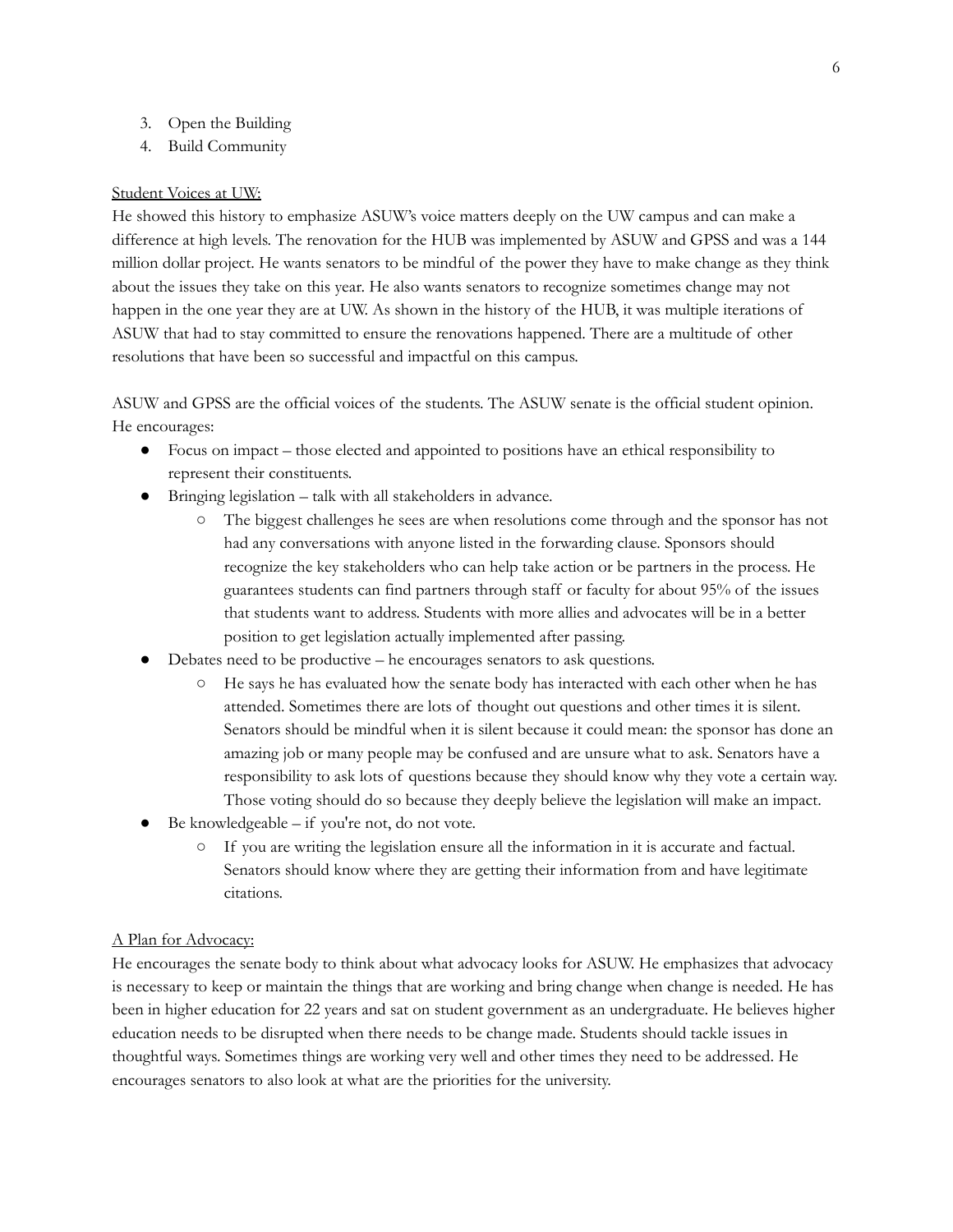3. Open the Building
4. Build Community

<u>Student Voices at UW:</u>

He showed this history to emphasize ASUW's voice matters deeply on the UW campus and can make a difference at high levels. The renovation for the HUB was implemented by ASUW and GPSS and was a 144 million dollar project. He wants senators to be mindful of the power they have to make change as they think about the issues they take on this year. He also wants senators to recognize sometimes change may not happen in the one year they are at UW. As shown in the history of the HUB, it was multiple iterations of ASUW that had to stay committed to ensure the renovations happened. There are a multitude of other resolutions that have been so successful and impactful on this campus.

ASUW and GPSS are the official voices of the students. The ASUW senate is the official student opinion. He encourages:

- Focus on impact – those elected and appointed to positions have an ethical responsibility to represent their constituents.
- Bringing legislation – talk with all stakeholders in advance.
    - The biggest challenges he sees are when resolutions come through and the sponsor has not had any conversations with anyone listed in the forwarding clause. Sponsors should recognize the key stakeholders who can help take action or be partners in the process. He guarantees students can find partners through staff or faculty for about 95% of the issues that students want to address. Students with more allies and advocates will be in a better position to get legislation actually implemented after passing.
- Debates need to be productive – he encourages senators to ask questions.
    - He says he has evaluated how the senate body has interacted with each other when he has attended. Sometimes there are lots of thought out questions and other times it is silent. Senators should be mindful when it is silent because it could mean: the sponsor has done an amazing job or many people may be confused and are unsure what to ask. Senators have a responsibility to ask lots of questions because they should know why they vote a certain way. Those voting should do so because they deeply believe the legislation will make an impact.
- Be knowledgeable – if you're not, do not vote.
    - If you are writing the legislation ensure all the information in it is accurate and factual. Senators should know where they are getting their information from and have legitimate citations.

<u>A Plan for Advocacy:</u>

He encourages the senate body to think about what advocacy looks for ASUW. He emphasizes that advocacy is necessary to keep or maintain the things that are working and bring change when change is needed. He has been in higher education for 22 years and sat on student government as an undergraduate. He believes higher education needs to be disrupted when there needs to be change made. Students should tackle issues in thoughtful ways. Sometimes things are working very well and other times they need to be addressed. He encourages senators to also look at what are the priorities for the university.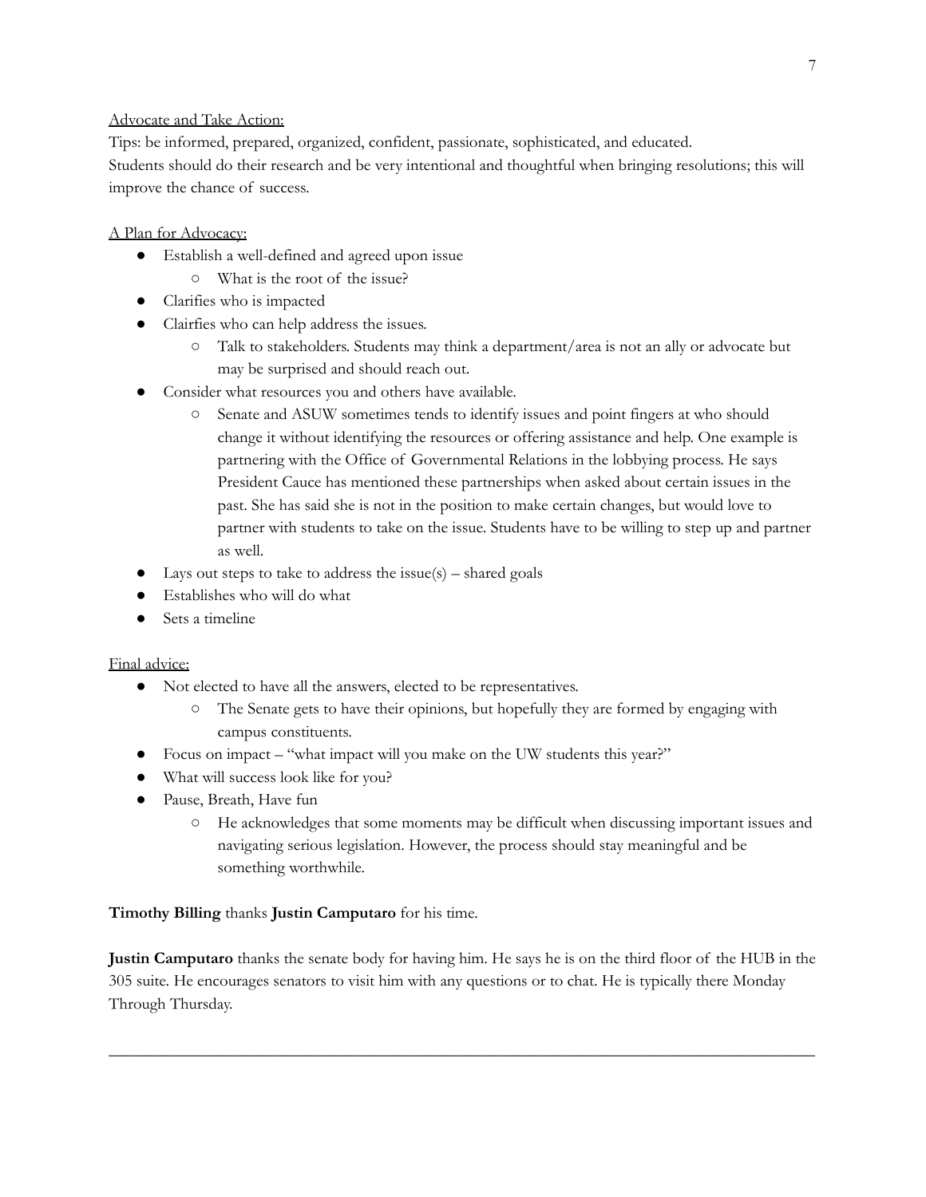<u>Advocate and Take Action:</u>

Tips: be informed, prepared, organized, confident, passionate, sophisticated, and educated.

Students should do their research and be very intentional and thoughtful when bringing resolutions; this will improve the chance of success.

<u>A Plan for Advocacy:</u>

- Establish a well-defined and agreed upon issue
    - What is the root of the issue?
- Clarifies who is impacted
- Clairfies who can help address the issues.
    - Talk to stakeholders. Students may think a department/area is not an ally or advocate but may be surprised and should reach out.
- Consider what resources you and others have available.
    - Senate and ASUW sometimes tends to identify issues and point fingers at who should change it without identifying the resources or offering assistance and help. One example is partnering with the Office of Governmental Relations in the lobbying process. He says President Cauce has mentioned these partnerships when asked about certain issues in the past. She has said she is not in the position to make certain changes, but would love to partner with students to take on the issue. Students have to be willing to step up and partner as well.
- Lays out steps to take to address the issue(s) – shared goals
- Establishes who will do what
- Sets a timeline

<u>Final advice:</u>

- Not elected to have all the answers, elected to be representatives.
    - The Senate gets to have their opinions, but hopefully they are formed by engaging with campus constituents.
- Focus on impact – "what impact will you make on the UW students this year?"
- What will success look like for you?
- Pause, Breath, Have fun
    - He acknowledges that some moments may be difficult when discussing important issues and navigating serious legislation. However, the process should stay meaningful and be something worthwhile.

**Timothy Billing** thanks **Justin Camputaro** for his time.

**Justin Camputaro** thanks the senate body for having him. He says he is on the third floor of the HUB in the 305 suite. He encourages senators to visit him with any questions or to chat. He is typically there Monday Through Thursday.

---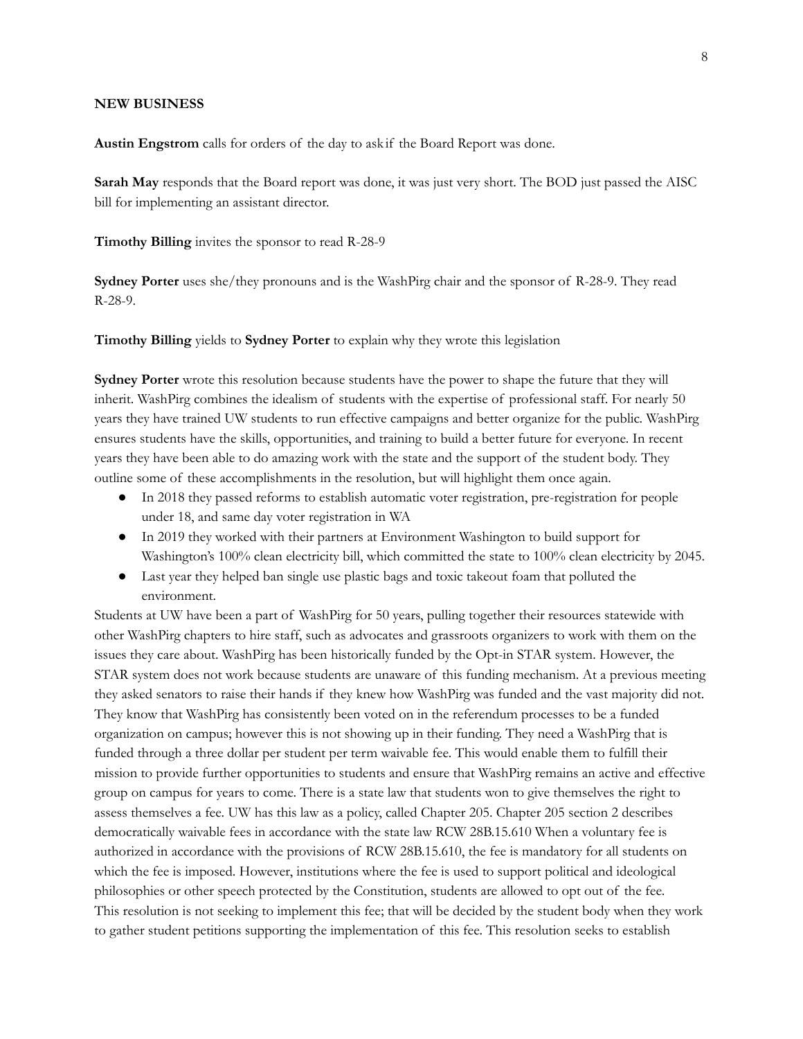**NEW BUSINESS**

**Austin Engstrom** calls for orders of the day to ask if the Board Report was done.

**Sarah May** responds that the Board report was done, it was just very short. The BOD just passed the AISC bill for implementing an assistant director.

**Timothy Billing** invites the sponsor to read R-28-9

**Sydney Porter** uses she/they pronouns and is the WashPirg chair and the sponsor of R-28-9. They read R-28-9.

**Timothy Billing** yields to **Sydney Porter** to explain why they wrote this legislation

**Sydney Porter** wrote this resolution because students have the power to shape the future that they will inherit. WashPirg combines the idealism of students with the expertise of professional staff. For nearly 50 years they have trained UW students to run effective campaigns and better organize for the public. WashPirg ensures students have the skills, opportunities, and training to build a better future for everyone. In recent years they have been able to do amazing work with the state and the support of the student body. They outline some of these accomplishments in the resolution, but will highlight them once again.

- In 2018 they passed reforms to establish automatic voter registration, pre-registration for people under 18, and same day voter registration in WA
- In 2019 they worked with their partners at Environment Washington to build support for Washington's 100% clean electricity bill, which committed the state to 100% clean electricity by 2045.
- Last year they helped ban single use plastic bags and toxic takeout foam that polluted the environment.

Students at UW have been a part of WashPirg for 50 years, pulling together their resources statewide with other WashPirg chapters to hire staff, such as advocates and grassroots organizers to work with them on the issues they care about. WashPirg has been historically funded by the Opt-in STAR system. However, the STAR system does not work because students are unaware of this funding mechanism. At a previous meeting they asked senators to raise their hands if they knew how WashPirg was funded and the vast majority did not. They know that WashPirg has consistently been voted on in the referendum processes to be a funded organization on campus; however this is not showing up in their funding. They need a WashPirg that is funded through a three dollar per student per term waivable fee. This would enable them to fulfill their mission to provide further opportunities to students and ensure that WashPirg remains an active and effective group on campus for years to come. There is a state law that students won to give themselves the right to assess themselves a fee. UW has this law as a policy, called Chapter 205. Chapter 205 section 2 describes democratically waivable fees in accordance with the state law RCW 28B.15.610 When a voluntary fee is authorized in accordance with the provisions of RCW 28B.15.610, the fee is mandatory for all students on which the fee is imposed. However, institutions where the fee is used to support political and ideological philosophies or other speech protected by the Constitution, students are allowed to opt out of the fee. This resolution is not seeking to implement this fee; that will be decided by the student body when they work to gather student petitions supporting the implementation of this fee. This resolution seeks to establish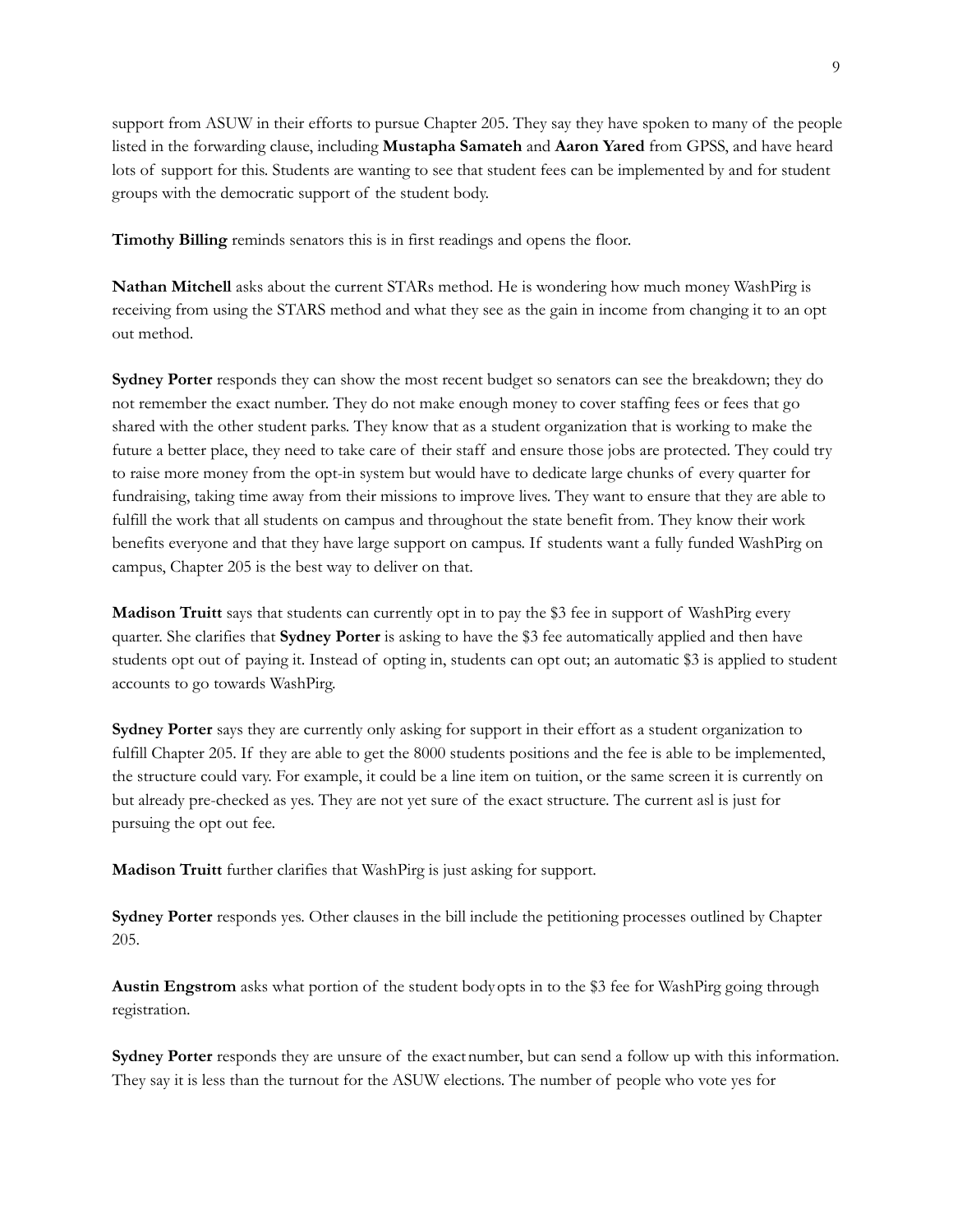support from ASUW in their efforts to pursue Chapter 205. They say they have spoken to many of the people listed in the forwarding clause, including **Mustapha Samateh** and **Aaron Yared** from GPSS, and have heard lots of support for this. Students are wanting to see that student fees can be implemented by and for student groups with the democratic support of the student body.

**Timothy Billing** reminds senators this is in first readings and opens the floor.

**Nathan Mitchell** asks about the current STARs method. He is wondering how much money WashPirg is receiving from using the STARS method and what they see as the gain in income from changing it to an opt out method.

**Sydney Porter** responds they can show the most recent budget so senators can see the breakdown; they do not remember the exact number. They do not make enough money to cover staffing fees or fees that go shared with the other student parks. They know that as a student organization that is working to make the future a better place, they need to take care of their staff and ensure those jobs are protected. They could try to raise more money from the opt-in system but would have to dedicate large chunks of every quarter for fundraising, taking time away from their missions to improve lives. They want to ensure that they are able to fulfill the work that all students on campus and throughout the state benefit from. They know their work benefits everyone and that they have large support on campus. If students want a fully funded WashPirg on campus, Chapter 205 is the best way to deliver on that.

**Madison Truitt** says that students can currently opt in to pay the $3 fee in support of WashPirg every quarter. She clarifies that **Sydney Porter** is asking to have the $3 fee automatically applied and then have students opt out of paying it. Instead of opting in, students can opt out; an automatic $3 is applied to student accounts to go towards WashPirg.

**Sydney Porter** says they are currently only asking for support in their effort as a student organization to fulfill Chapter 205. If they are able to get the 8000 students positions and the fee is able to be implemented, the structure could vary. For example, it could be a line item on tuition, or the same screen it is currently on but already pre-checked as yes. They are not yet sure of the exact structure. The current asl is just for pursuing the opt out fee.

**Madison Truitt** further clarifies that WashPirg is just asking for support.

**Sydney Porter** responds yes. Other clauses in the bill include the petitioning processes outlined by Chapter 205.

**Austin Engstrom** asks what portion of the student body opts in to the $3 fee for WashPirg going through registration.

**Sydney Porter** responds they are unsure of the exact number, but can send a follow up with this information. They say it is less than the turnout for the ASUW elections. The number of people who vote yes for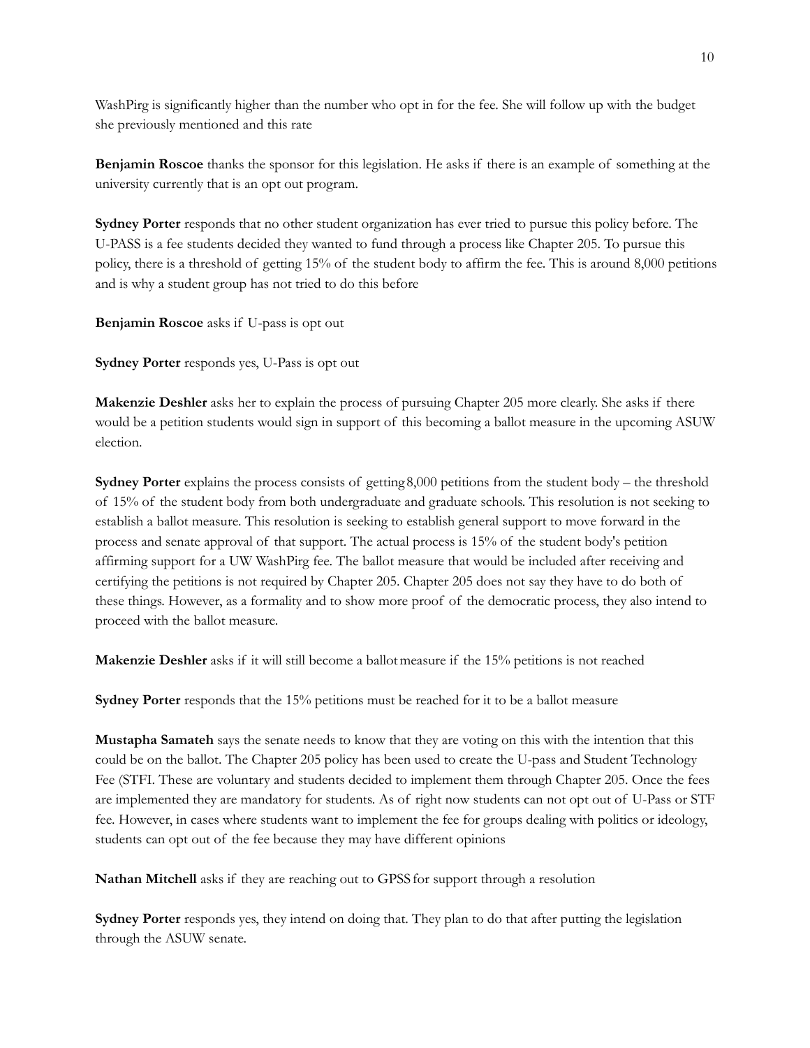WashPirg is significantly higher than the number who opt in for the fee. She will follow up with the budget she previously mentioned and this rate

**Benjamin Roscoe** thanks the sponsor for this legislation. He asks if there is an example of something at the university currently that is an opt out program.

**Sydney Porter** responds that no other student organization has ever tried to pursue this policy before. The U-PASS is a fee students decided they wanted to fund through a process like Chapter 205. To pursue this policy, there is a threshold of getting 15% of the student body to affirm the fee. This is around 8,000 petitions and is why a student group has not tried to do this before

**Benjamin Roscoe** asks if U-pass is opt out

**Sydney Porter** responds yes, U-Pass is opt out

**Makenzie Deshler** asks her to explain the process of pursuing Chapter 205 more clearly. She asks if there would be a petition students would sign in support of this becoming a ballot measure in the upcoming ASUW election.

**Sydney Porter** explains the process consists of getting 8,000 petitions from the student body – the threshold of 15% of the student body from both undergraduate and graduate schools. This resolution is not seeking to establish a ballot measure. This resolution is seeking to establish general support to move forward in the process and senate approval of that support. The actual process is 15% of the student body's petition affirming support for a UW WashPirg fee. The ballot measure that would be included after receiving and certifying the petitions is not required by Chapter 205. Chapter 205 does not say they have to do both of these things. However, as a formality and to show more proof of the democratic process, they also intend to proceed with the ballot measure.

**Makenzie Deshler** asks if it will still become a ballot measure if the 15% petitions is not reached

**Sydney Porter** responds that the 15% petitions must be reached for it to be a ballot measure

**Mustapha Samateh** says the senate needs to know that they are voting on this with the intention that this could be on the ballot. The Chapter 205 policy has been used to create the U-pass and Student Technology Fee (STFI. These are voluntary and students decided to implement them through Chapter 205. Once the fees are implemented they are mandatory for students. As of right now students can not opt out of U-Pass or STF fee. However, in cases where students want to implement the fee for groups dealing with politics or ideology, students can opt out of the fee because they may have different opinions

**Nathan Mitchell** asks if they are reaching out to GPSS for support through a resolution

**Sydney Porter** responds yes, they intend on doing that. They plan to do that after putting the legislation through the ASUW senate.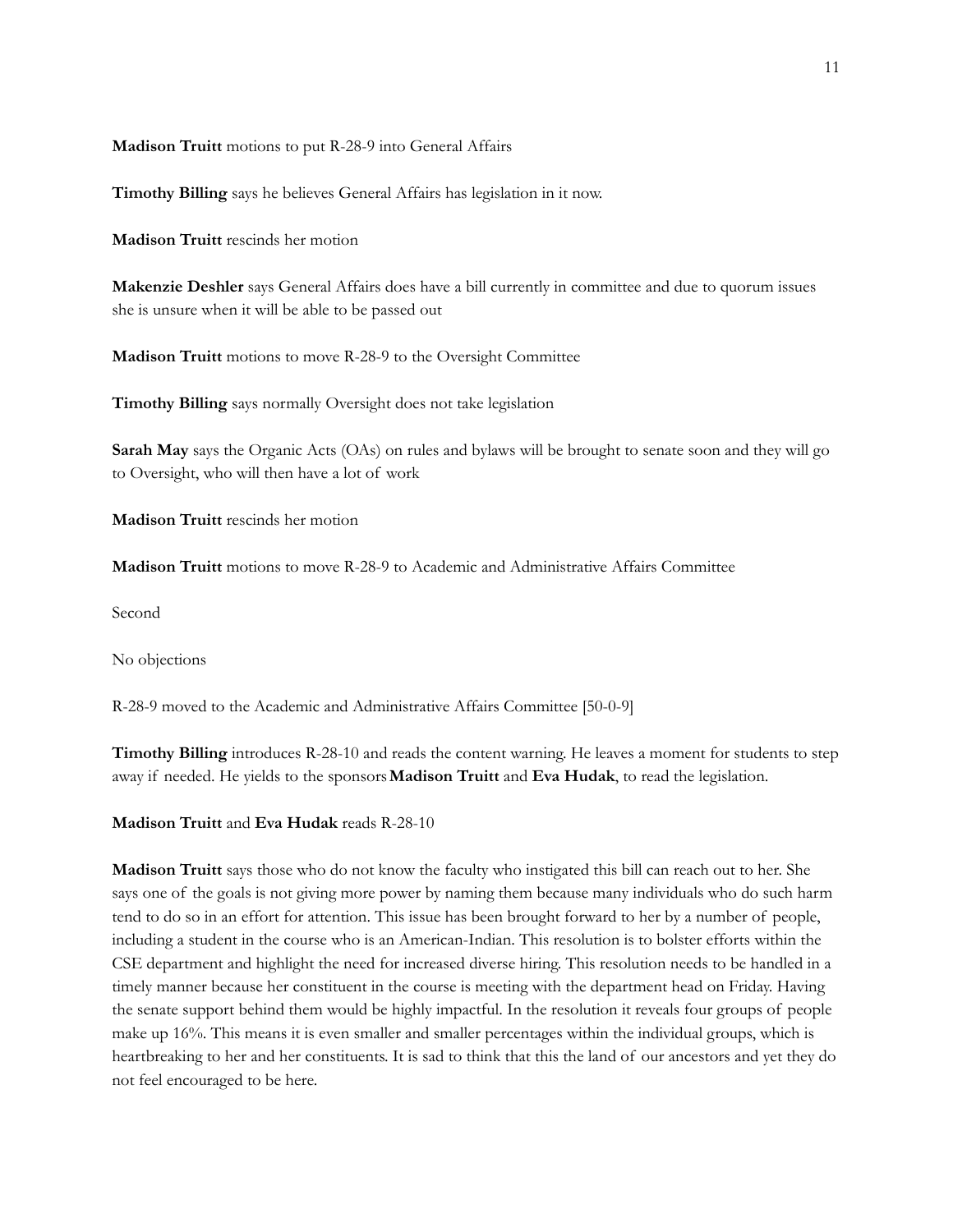**Madison Truitt** motions to put R-28-9 into General Affairs

**Timothy Billing** says he believes General Affairs has legislation in it now.

**Madison Truitt** rescinds her motion

**Makenzie Deshler** says General Affairs does have a bill currently in committee and due to quorum issues she is unsure when it will be able to be passed out

**Madison Truitt** motions to move R-28-9 to the Oversight Committee

**Timothy Billing** says normally Oversight does not take legislation

**Sarah May** says the Organic Acts (OAs) on rules and bylaws will be brought to senate soon and they will go to Oversight, who will then have a lot of work

**Madison Truitt** rescinds her motion

**Madison Truitt** motions to move R-28-9 to Academic and Administrative Affairs Committee

Second

No objections

R-28-9 moved to the Academic and Administrative Affairs Committee [50-0-9]

**Timothy Billing** introduces R-28-10 and reads the content warning. He leaves a moment for students to step away if needed. He yields to the sponsors **Madison Truitt** and **Eva Hudak**, to read the legislation.

**Madison Truitt** and **Eva Hudak** reads R-28-10

**Madison Truitt** says those who do not know the faculty who instigated this bill can reach out to her. She says one of the goals is not giving more power by naming them because many individuals who do such harm tend to do so in an effort for attention. This issue has been brought forward to her by a number of people, including a student in the course who is an American-Indian. This resolution is to bolster efforts within the CSE department and highlight the need for increased diverse hiring. This resolution needs to be handled in a timely manner because her constituent in the course is meeting with the department head on Friday. Having the senate support behind them would be highly impactful. In the resolution it reveals four groups of people make up 16%. This means it is even smaller and smaller percentages within the individual groups, which is heartbreaking to her and her constituents. It is sad to think that this the land of our ancestors and yet they do not feel encouraged to be here.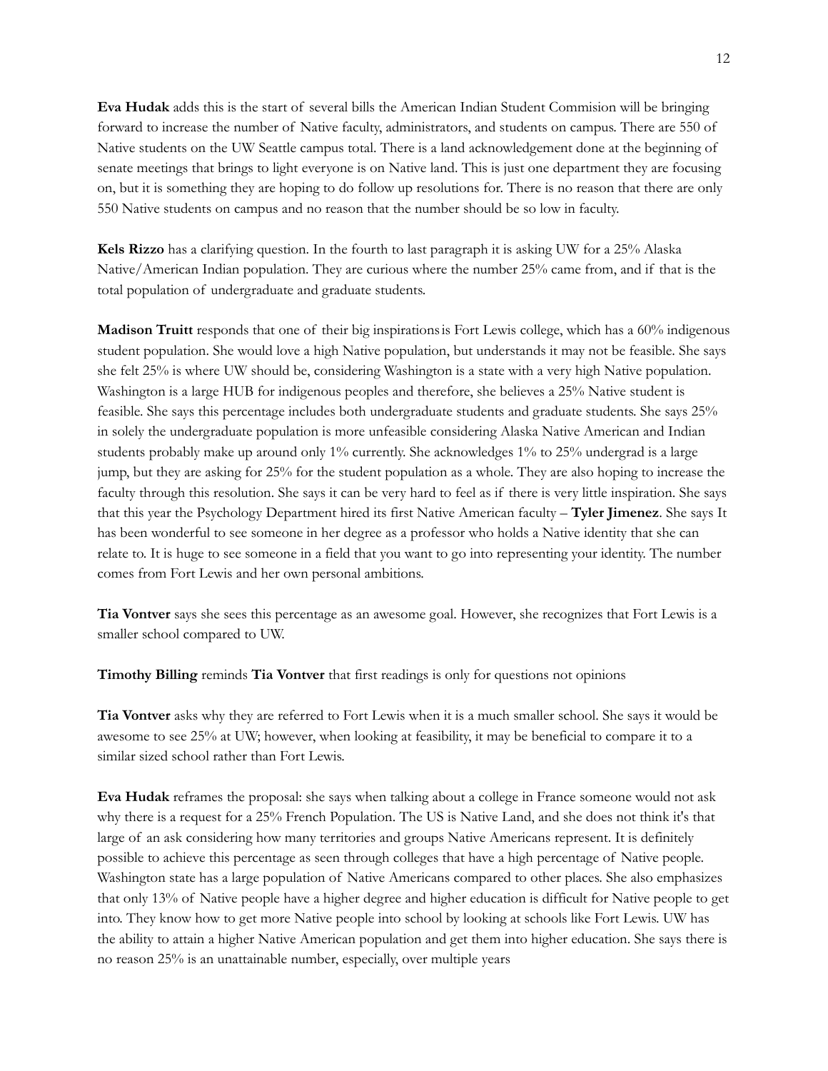**Eva Hudak** adds this is the start of several bills the American Indian Student Commision will be bringing forward to increase the number of Native faculty, administrators, and students on campus. There are 550 of Native students on the UW Seattle campus total. There is a land acknowledgement done at the beginning of senate meetings that brings to light everyone is on Native land. This is just one department they are focusing on, but it is something they are hoping to do follow up resolutions for. There is no reason that there are only 550 Native students on campus and no reason that the number should be so low in faculty.

**Kels Rizzo** has a clarifying question. In the fourth to last paragraph it is asking UW for a 25% Alaska Native/American Indian population. They are curious where the number 25% came from, and if that is the total population of undergraduate and graduate students.

**Madison Truitt** responds that one of their big inspirations is Fort Lewis college, which has a 60% indigenous student population. She would love a high Native population, but understands it may not be feasible. She says she felt 25% is where UW should be, considering Washington is a state with a very high Native population. Washington is a large HUB for indigenous peoples and therefore, she believes a 25% Native student is feasible. She says this percentage includes both undergraduate students and graduate students. She says 25% in solely the undergraduate population is more unfeasible considering Alaska Native American and Indian students probably make up around only 1% currently. She acknowledges 1% to 25% undergrad is a large jump, but they are asking for 25% for the student population as a whole. They are also hoping to increase the faculty through this resolution. She says it can be very hard to feel as if there is very little inspiration. She says that this year the Psychology Department hired its first Native American faculty – **Tyler Jimenez**. She says It has been wonderful to see someone in her degree as a professor who holds a Native identity that she can relate to. It is huge to see someone in a field that you want to go into representing your identity. The number comes from Fort Lewis and her own personal ambitions.

**Tia Vontver** says she sees this percentage as an awesome goal. However, she recognizes that Fort Lewis is a smaller school compared to UW.

**Timothy Billing** reminds **Tia Vontver** that first readings is only for questions not opinions

**Tia Vontver** asks why they are referred to Fort Lewis when it is a much smaller school. She says it would be awesome to see 25% at UW; however, when looking at feasibility, it may be beneficial to compare it to a similar sized school rather than Fort Lewis.

**Eva Hudak** reframes the proposal: she says when talking about a college in France someone would not ask why there is a request for a 25% French Population. The US is Native Land, and she does not think it's that large of an ask considering how many territories and groups Native Americans represent. It is definitely possible to achieve this percentage as seen through colleges that have a high percentage of Native people. Washington state has a large population of Native Americans compared to other places. She also emphasizes that only 13% of Native people have a higher degree and higher education is difficult for Native people to get into. They know how to get more Native people into school by looking at schools like Fort Lewis. UW has the ability to attain a higher Native American population and get them into higher education. She says there is no reason 25% is an unattainable number, especially, over multiple years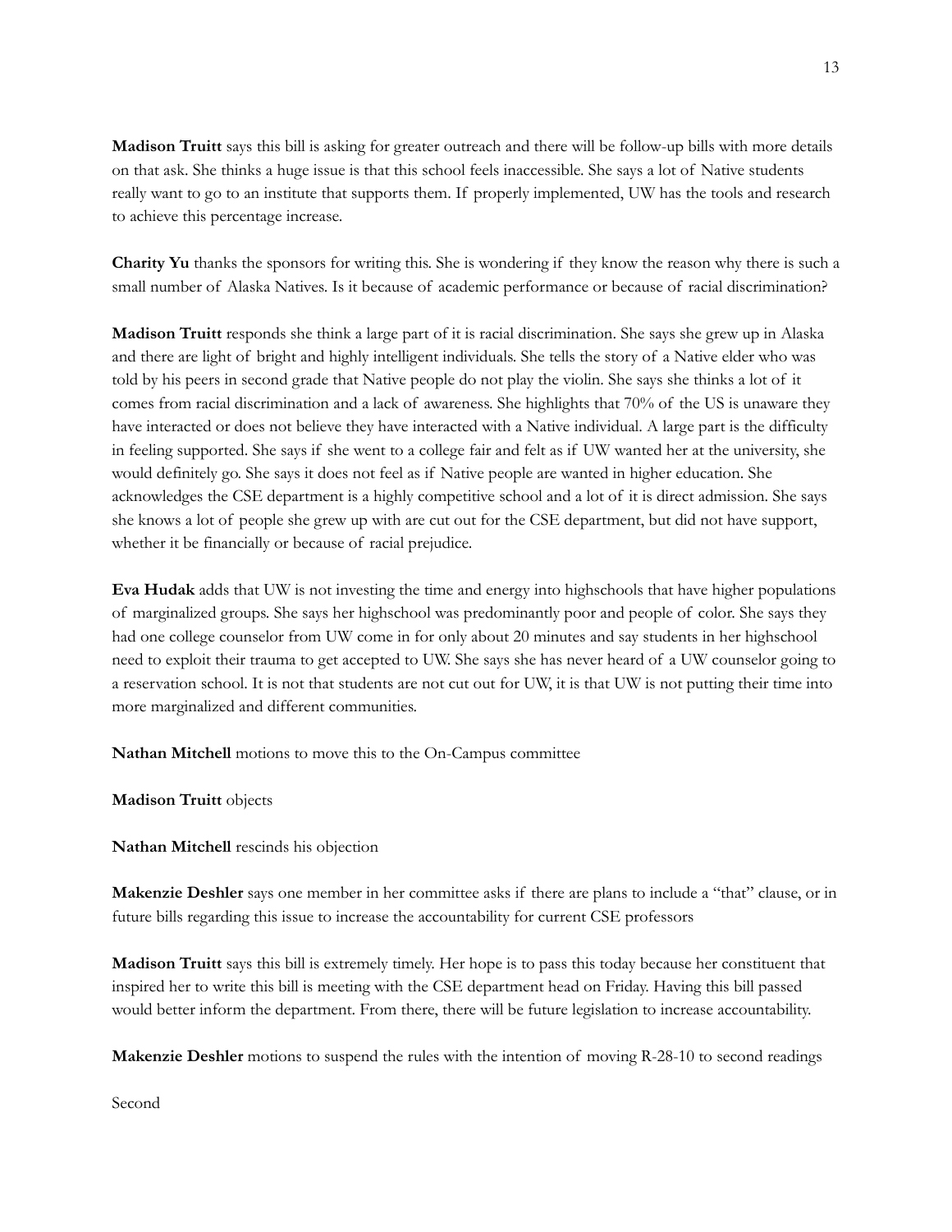**Madison Truitt** says this bill is asking for greater outreach and there will be follow-up bills with more details on that ask. She thinks a huge issue is that this school feels inaccessible. She says a lot of Native students really want to go to an institute that supports them. If properly implemented, UW has the tools and research to achieve this percentage increase.

**Charity Yu** thanks the sponsors for writing this. She is wondering if they know the reason why there is such a small number of Alaska Natives. Is it because of academic performance or because of racial discrimination?

**Madison Truitt** responds she think a large part of it is racial discrimination. She says she grew up in Alaska and there are light of bright and highly intelligent individuals. She tells the story of a Native elder who was told by his peers in second grade that Native people do not play the violin. She says she thinks a lot of it comes from racial discrimination and a lack of awareness. She highlights that 70% of the US is unaware they have interacted or does not believe they have interacted with a Native individual. A large part is the difficulty in feeling supported. She says if she went to a college fair and felt as if UW wanted her at the university, she would definitely go. She says it does not feel as if Native people are wanted in higher education. She acknowledges the CSE department is a highly competitive school and a lot of it is direct admission. She says she knows a lot of people she grew up with are cut out for the CSE department, but did not have support, whether it be financially or because of racial prejudice.

**Eva Hudak** adds that UW is not investing the time and energy into highschools that have higher populations of marginalized groups. She says her highschool was predominantly poor and people of color. She says they had one college counselor from UW come in for only about 20 minutes and say students in her highschool need to exploit their trauma to get accepted to UW. She says she has never heard of a UW counselor going to a reservation school. It is not that students are not cut out for UW, it is that UW is not putting their time into more marginalized and different communities.

**Nathan Mitchell** motions to move this to the On-Campus committee

**Madison Truitt** objects

**Nathan Mitchell** rescinds his objection

**Makenzie Deshler** says one member in her committee asks if there are plans to include a "that" clause, or in future bills regarding this issue to increase the accountability for current CSE professors

**Madison Truitt** says this bill is extremely timely. Her hope is to pass this today because her constituent that inspired her to write this bill is meeting with the CSE department head on Friday. Having this bill passed would better inform the department. From there, there will be future legislation to increase accountability.

**Makenzie Deshler** motions to suspend the rules with the intention of moving R-28-10 to second readings

Second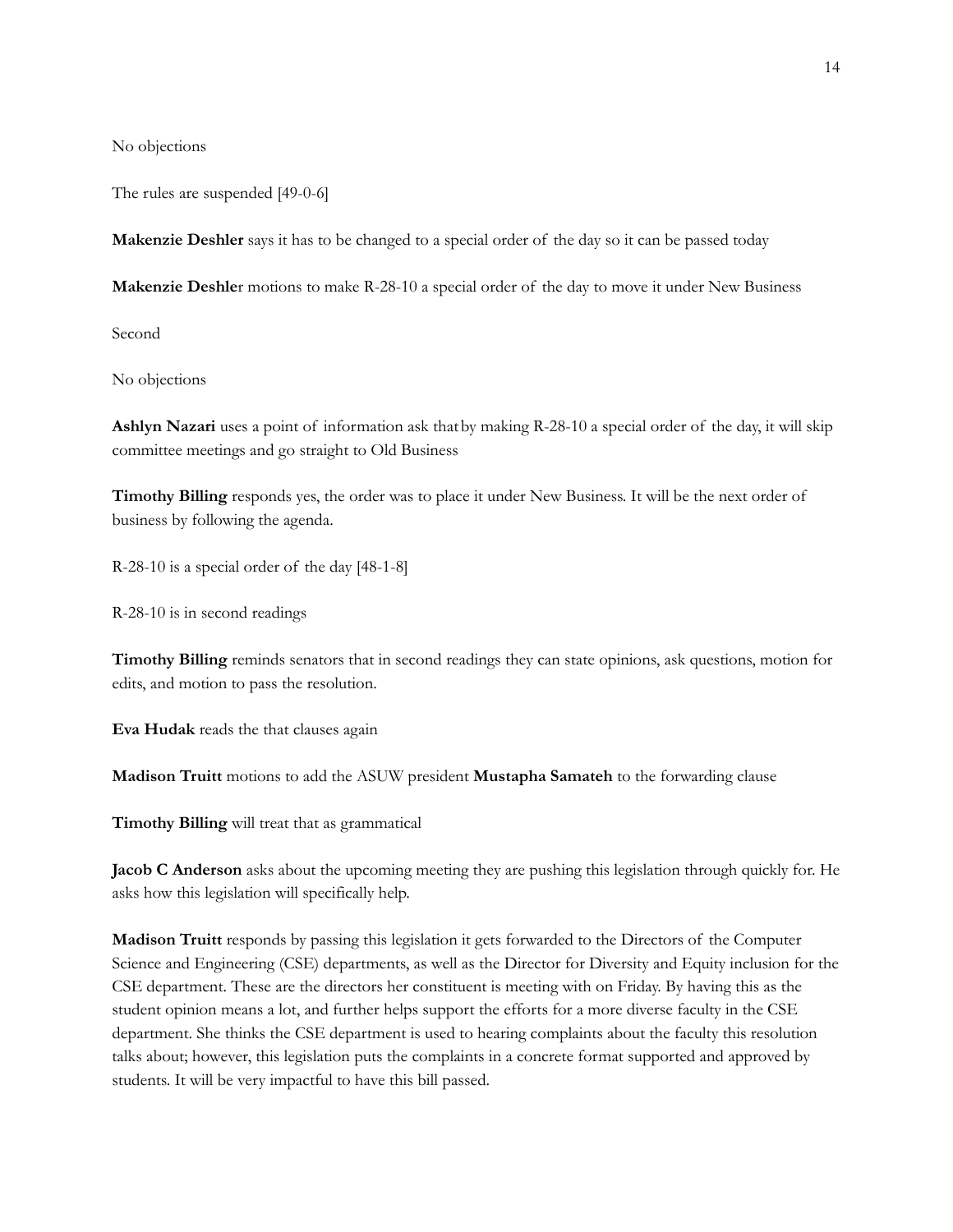No objections

The rules are suspended [49-0-6]

**Makenzie Deshler** says it has to be changed to a special order of the day so it can be passed today

**Makenzie Deshle**r motions to make R-28-10 a special order of the day to move it under New Business

Second

No objections

**Ashlyn Nazari** uses a point of information ask thatby making R-28-10 a special order of the day, it will skip committee meetings and go straight to Old Business

**Timothy Billing** responds yes, the order was to place it under New Business. It will be the next order of business by following the agenda.

R-28-10 is a special order of the day [48-1-8]

R-28-10 is in second readings

**Timothy Billing** reminds senators that in second readings they can state opinions, ask questions, motion for edits, and motion to pass the resolution.

**Eva Hudak** reads the that clauses again

**Madison Truitt** motions to add the ASUW president **Mustapha Samateh** to the forwarding clause

**Timothy Billing** will treat that as grammatical

**Jacob C Anderson** asks about the upcoming meeting they are pushing this legislation through quickly for. He asks how this legislation will specifically help.

**Madison Truitt** responds by passing this legislation it gets forwarded to the Directors of the Computer Science and Engineering (CSE) departments, as well as the Director for Diversity and Equity inclusion for the CSE department. These are the directors her constituent is meeting with on Friday. By having this as the student opinion means a lot, and further helps support the efforts for a more diverse faculty in the CSE department. She thinks the CSE department is used to hearing complaints about the faculty this resolution talks about; however, this legislation puts the complaints in a concrete format supported and approved by students. It will be very impactful to have this bill passed.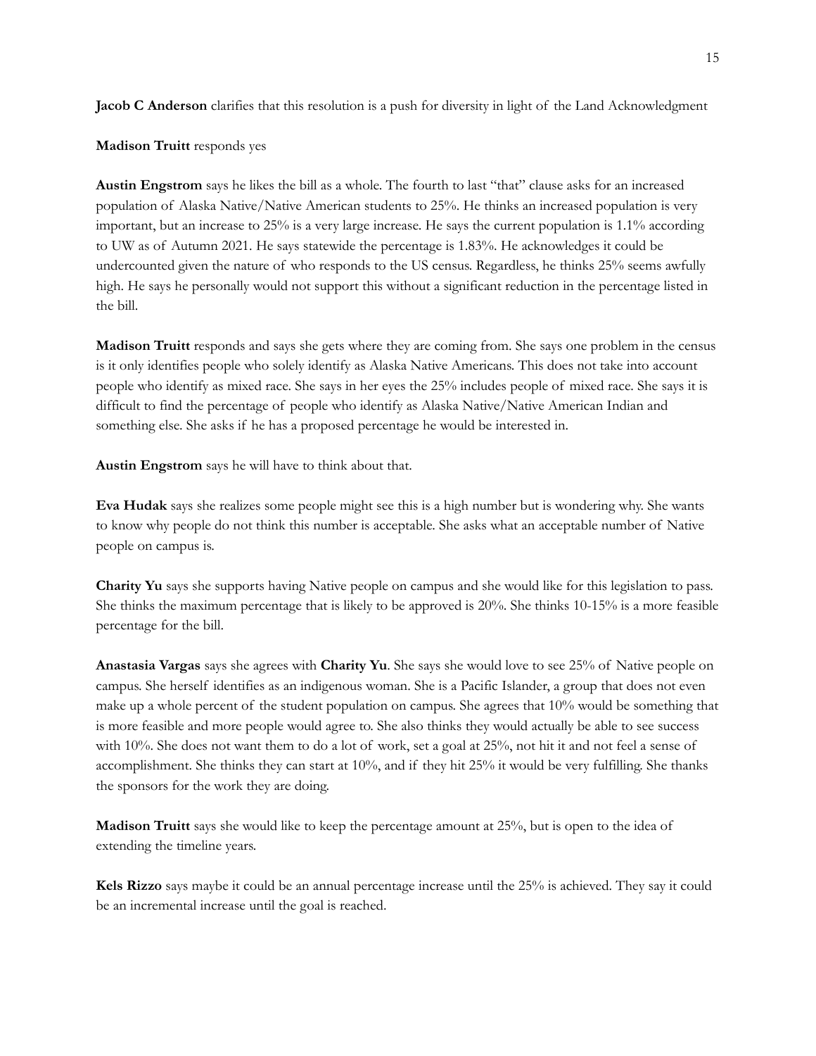**Jacob C Anderson** clarifies that this resolution is a push for diversity in light of the Land Acknowledgment

**Madison Truitt** responds yes

**Austin Engstrom** says he likes the bill as a whole. The fourth to last "that" clause asks for an increased population of Alaska Native/Native American students to 25%. He thinks an increased population is very important, but an increase to 25% is a very large increase. He says the current population is 1.1% according to UW as of Autumn 2021. He says statewide the percentage is 1.83%. He acknowledges it could be undercounted given the nature of who responds to the US census. Regardless, he thinks 25% seems awfully high. He says he personally would not support this without a significant reduction in the percentage listed in the bill.

**Madison Truitt** responds and says she gets where they are coming from. She says one problem in the census is it only identifies people who solely identify as Alaska Native Americans. This does not take into account people who identify as mixed race. She says in her eyes the 25% includes people of mixed race. She says it is difficult to find the percentage of people who identify as Alaska Native/Native American Indian and something else. She asks if he has a proposed percentage he would be interested in.

**Austin Engstrom** says he will have to think about that.

**Eva Hudak** says she realizes some people might see this is a high number but is wondering why. She wants to know why people do not think this number is acceptable. She asks what an acceptable number of Native people on campus is.

**Charity Yu** says she supports having Native people on campus and she would like for this legislation to pass. She thinks the maximum percentage that is likely to be approved is 20%. She thinks 10-15% is a more feasible percentage for the bill.

**Anastasia Vargas** says she agrees with **Charity Yu**. She says she would love to see 25% of Native people on campus. She herself identifies as an indigenous woman. She is a Pacific Islander, a group that does not even make up a whole percent of the student population on campus. She agrees that 10% would be something that is more feasible and more people would agree to. She also thinks they would actually be able to see success with 10%. She does not want them to do a lot of work, set a goal at 25%, not hit it and not feel a sense of accomplishment. She thinks they can start at 10%, and if they hit 25% it would be very fulfilling. She thanks the sponsors for the work they are doing.

**Madison Truitt** says she would like to keep the percentage amount at 25%, but is open to the idea of extending the timeline years.

**Kels Rizzo** says maybe it could be an annual percentage increase until the 25% is achieved. They say it could be an incremental increase until the goal is reached.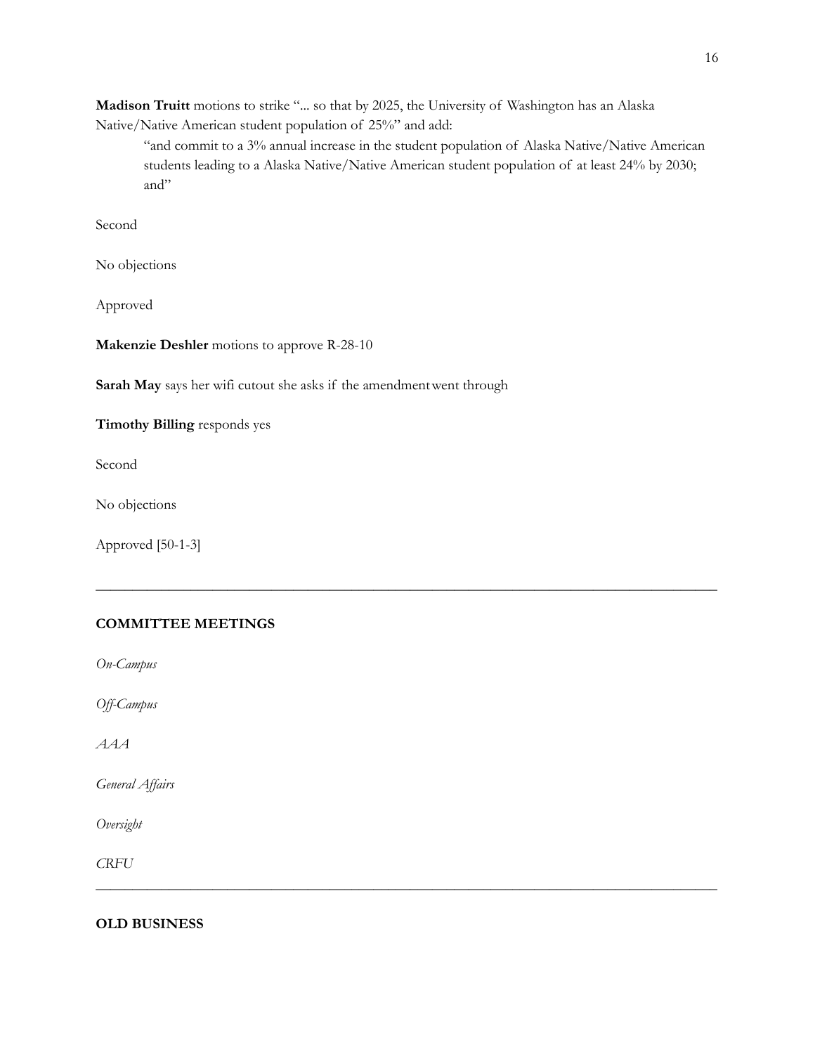**Madison Truitt** motions to strike "... so that by 2025, the University of Washington has an Alaska Native/Native American student population of 25%" and add:

> "and commit to a 3% annual increase in the student population of Alaska Native/Native American students leading to a Alaska Native/Native American student population of at least 24% by 2030; and"

Second

No objections

Approved

**Makenzie Deshler** motions to approve R-28-10

**Sarah May** says her wifi cutout she asks if the amendment went through

**Timothy Billing** responds yes

Second

No objections

Approved [50-1-3]

---

**COMMITTEE MEETINGS**

*On-Campus*

*Off-Campus*

*AAA*

*General Affairs*

*Oversight*

*CRFU*

---

**OLD BUSINESS**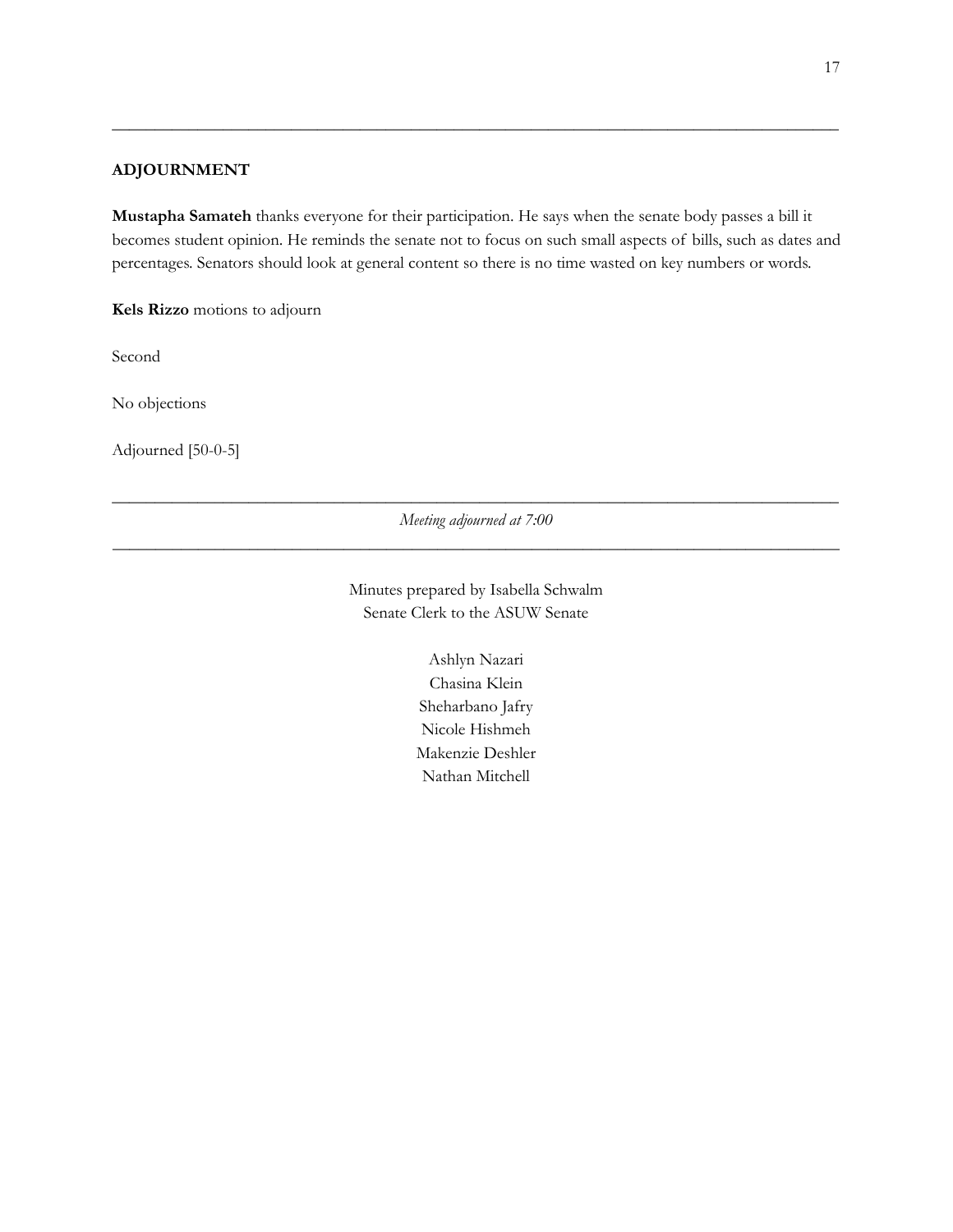---

**ADJOURNMENT**

**Mustapha Samateh** thanks everyone for their participation. He says when the senate body passes a bill it becomes student opinion. He reminds the senate not to focus on such small aspects of bills, such as dates and percentages. Senators should look at general content so there is no time wasted on key numbers or words.

**Kels Rizzo** motions to adjourn

Second

No objections

Adjourned [50-0-5]

---

*Meeting adjourned at 7:00*

---

Minutes prepared by Isabella Schwalm
Senate Clerk to the ASUW Senate

Ashlyn Nazari
Chasina Klein
Sheharbano Jafry
Nicole Hishmeh
Makenzie Deshler
Nathan Mitchell